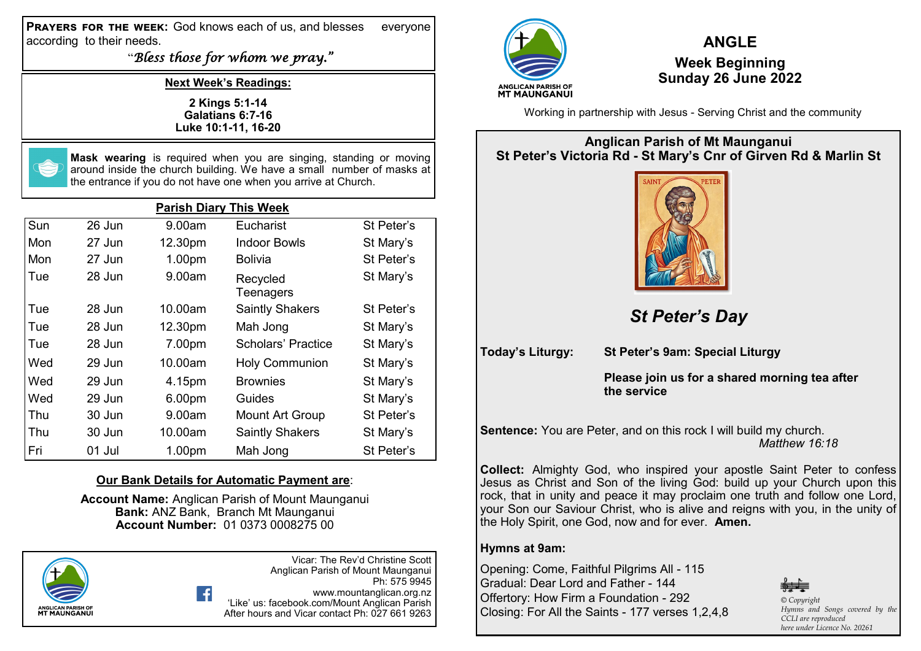**PRAYERS FOR THE WEEK:** God knows each of us, and blesses everyone according to their needs.

*"Bless those for whom we pray."*

**Next Week's Readings:**

**2 Kings 5:1-14**
**Galatians 6:7-16**
**Luke 10:1-11, 16-20**

**Mask wearing** is required when you are singing, standing or moving around inside the church building. We have a small number of masks at the entrance if you do not have one when you arrive at Church.

**Parish Diary This Week**

| | | | | |
|---|---|---|---|---|
| Sun | 26 Jun | 9.00am | Eucharist | St Peter's |
| Mon | 27 Jun | 12.30pm | Indoor Bowls | St Mary's |
| Mon | 27 Jun | 1.00pm | Bolivia | St Peter's |
| Tue | 28 Jun | 9.00am | Recycled Teenagers | St Mary's |
| Tue | 28 Jun | 10.00am | Saintly Shakers | St Peter's |
| Tue | 28 Jun | 12.30pm | Mah Jong | St Mary's |
| Tue | 28 Jun | 7.00pm | Scholars' Practice | St Mary's |
| Wed | 29 Jun | 10.00am | Holy Communion | St Mary's |
| Wed | 29 Jun | 4.15pm | Brownies | St Mary's |
| Wed | 29 Jun | 6.00pm | Guides | St Mary's |
| Thu | 30 Jun | 9.00am | Mount Art Group | St Peter's |
| Thu | 30 Jun | 10.00am | Saintly Shakers | St Mary's |
| Fri | 01 Jul | 1.00pm | Mah Jong | St Peter's |

**Our Bank Details for Automatic Payment are**:

**Account Name:** Anglican Parish of Mount Maunganui
**Bank:** ANZ Bank, Branch Mt Maunganui
**Account Number:** 01 0373 0008275 00

ANGLICAN PARISH OF MT MAUNGANUI

Vicar: The Rev'd Christine Scott
Anglican Parish of Mount Maunganui
Ph: 575 9945
www.mountanglican.org.nz
'Like' us: facebook.com/Mount Anglican Parish
After hours and Vicar contact Ph: 027 661 9263

ANGLICAN PARISH OF MT MAUNGANUI

# ANGLE

## Week Beginning Sunday 26 June 2022

Working in partnership with Jesus - Serving Christ and the community

**Anglican Parish of Mt Maunganui**
**St Peter's Victoria Rd - St Mary's Cnr of Girven Rd & Marlin St**

SAINT PETER

## *St Peter's Day*

**Today's Liturgy:** **St Peter's 9am: Special Liturgy**

**Please join us for a shared morning tea after the service**

**Sentence:** You are Peter, and on this rock I will build my church.
*Matthew 16:18*

**Collect:** Almighty God, who inspired your apostle Saint Peter to confess Jesus as Christ and Son of the living God: build up your Church upon this rock, that in unity and peace it may proclaim one truth and follow one Lord, your Son our Saviour Christ, who is alive and reigns with you, in the unity of the Holy Spirit, one God, now and for ever. **Amen.**

**Hymns at 9am:**

Opening: Come, Faithful Pilgrims All - 115
Gradual: Dear Lord and Father - 144
Offertory: How Firm a Foundation - 292
Closing: For All the Saints - 177 verses 1,2,4,8

*© Copyright Hymns and Songs covered by the CCLI are reproduced here under Licence No. 20261*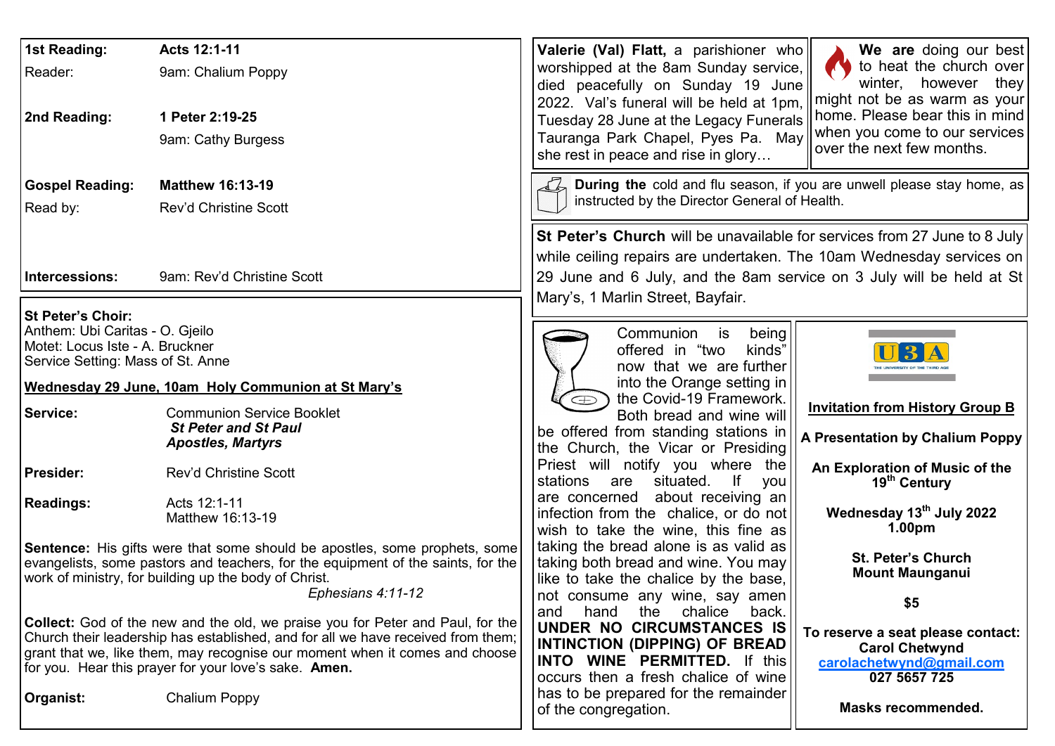| | |
|---|---|
| **1st Reading:** | **Acts 12:1-11** |
| Reader: | 9am: Chalium Poppy |
| **2nd Reading:** | **1 Peter 2:19-25** |
| | 9am: Cathy Burgess |
| **Gospel Reading:** | **Matthew 16:13-19** |
| Read by: | Rev'd Christine Scott |
| **Intercessions:** | 9am: Rev'd Christine Scott |

**St Peter's Choir:**
Anthem: Ubi Caritas - O. Gjeilo
Motet: Locus Iste - A. Bruckner
Service Setting: Mass of St. Anne

**Wednesday 29 June, 10am Holy Communion at St Mary's**

**Service:** Communion Service Booklet
***St Peter and St Paul Apostles, Martyrs***

**Presider:** Rev'd Christine Scott

**Readings:** Acts 12:1-11
Matthew 16:13-19

**Sentence:** His gifts were that some should be apostles, some prophets, some evangelists, some pastors and teachers, for the equipment of the saints, for the work of ministry, for building up the body of Christ.
*Ephesians 4:11-12*

**Collect:** God of the new and the old, we praise you for Peter and Paul, for the Church their leadership has established, and for all we have received from them; grant that we, like them, may recognise our moment when it comes and choose for you. Hear this prayer for your love's sake. **Amen.**

**Organist:** Chalium Poppy

**Valerie (Val) Flatt,** a parishioner who worshipped at the 8am Sunday service, died peacefully on Sunday 19 June 2022. Val's funeral will be held at 1pm, Tuesday 28 June at the Legacy Funerals Tauranga Park Chapel, Pyes Pa. May she rest in peace and rise in glory…

**We are** doing our best to heat the church over winter, however they might not be as warm as your home. Please bear this in mind when you come to our services over the next few months.

**During the** cold and flu season, if you are unwell please stay home, as instructed by the Director General of Health.

**St Peter's Church** will be unavailable for services from 27 June to 8 July while ceiling repairs are undertaken. The 10am Wednesday services on 29 June and 6 July, and the 8am service on 3 July will be held at St Mary's, 1 Marlin Street, Bayfair.

Communion is being offered in "two kinds" now that we are further into the Orange setting in the Covid-19 Framework. Both bread and wine will be offered from standing stations in the Church, the Vicar or Presiding Priest will notify you where the stations are situated. If you are concerned about receiving an infection from the chalice, or do not wish to take the wine, this fine as taking the bread alone is as valid as taking both bread and wine. You may like to take the chalice by the base, not consume any wine, say amen and hand the chalice back. **UNDER NO CIRCUMSTANCES IS INTINCTION (DIPPING) OF BREAD INTO WINE PERMITTED.** If this occurs then a fresh chalice of wine has to be prepared for the remainder of the congregation.

U3A
THE UNIVERSITY OF THE THIRD AGE

**Invitation from History Group B**

**A Presentation by Chalium Poppy**

**An Exploration of Music of the 19th Century**

**Wednesday 13th July 2022**
**1.00pm**

**St. Peter's Church**
**Mount Maunganui**

**$5**

**To reserve a seat please contact:**
**Carol Chetwynd**
**carolachetwynd@gmail.com**
**027 5657 725**

**Masks recommended.**